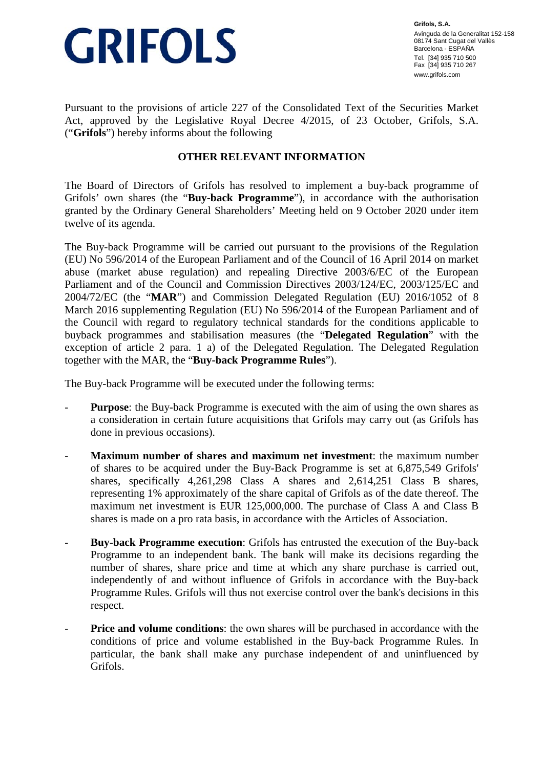Pursuant to the provisions of article 227 of the Consolidated Text of the Securities Market Act, approved by the Legislative Royal Decree 4/2015, of 23 October, Grifols, S.A. ("**Grifols**") hereby informs about the following

**OTHER RELEVANT INFORMATION**

The Board of Directors of Grifols has resolved to implement a buy-back programme of Grifols' own shares (the "**Buy-back Programme**"), in accordance with the authorisation granted by the Ordinary General Shareholders' Meeting held on 9 October 2020 under item twelve of its agenda.

The Buy-back Programme will be carried out pursuant to the provisions of the Regulation (EU) No 596/2014 of the European Parliament and of the Council of 16 April 2014 on market abuse (market abuse regulation) and repealing Directive 2003/6/EC of the European Parliament and of the Council and Commission Directives 2003/124/EC, 2003/125/EC and 2004/72/EC (the "**MAR**") and Commission Delegated Regulation (EU) 2016/1052 of 8 March 2016 supplementing Regulation (EU) No 596/2014 of the European Parliament and of the Council with regard to regulatory technical standards for the conditions applicable to buyback programmes and stabilisation measures (the "**Delegated Regulation**" with the exception of article 2 para. 1 a) of the Delegated Regulation. The Delegated Regulation together with the MAR, the "**Buy-back Programme Rules**").

The Buy-back Programme will be executed under the following terms:

- **Purpose**: the Buy-back Programme is executed with the aim of using the own shares as a consideration in certain future acquisitions that Grifols may carry out (as Grifols has done in previous occasions).
- **Maximum number of shares and maximum net investment**: the maximum number of shares to be acquired under the Buy-Back Programme is set at 6,875,549 Grifols' shares, specifically 4,261,298 Class A shares and 2,614,251 Class B shares, representing 1% approximately of the share capital of Grifols as of the date thereof. The maximum net investment is EUR 125,000,000. The purchase of Class A and Class B shares is made on a pro rata basis, in accordance with the Articles of Association.
- **Buy-back Programme execution**: Grifols has entrusted the execution of the Buy-back Programme to an independent bank. The bank will make its decisions regarding the number of shares, share price and time at which any share purchase is carried out, independently of and without influence of Grifols in accordance with the Buy-back Programme Rules. Grifols will thus not exercise control over the bank's decisions in this respect.
- **Price and volume conditions**: the own shares will be purchased in accordance with the conditions of price and volume established in the Buy-back Programme Rules. In particular, the bank shall make any purchase independent of and uninfluenced by Grifols.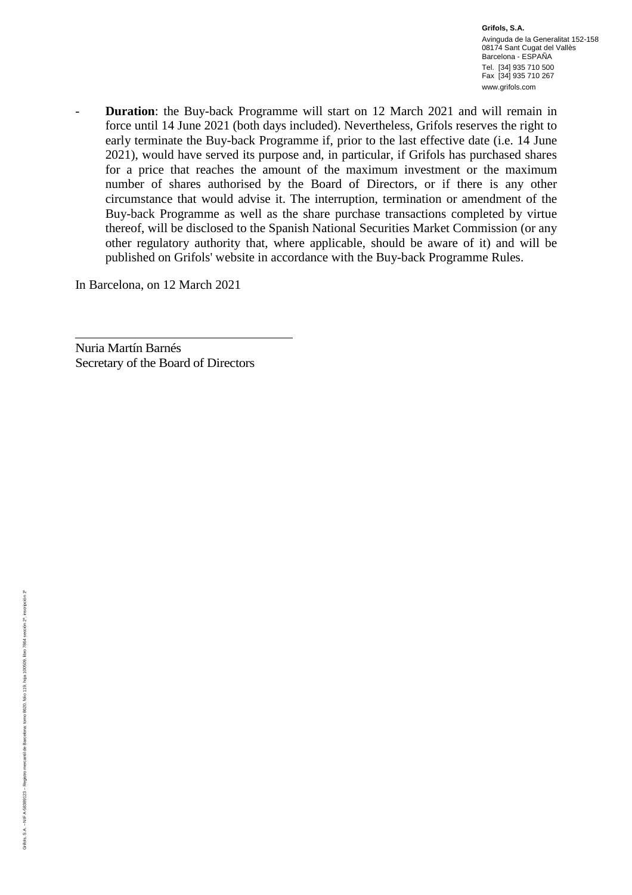- **Duration**: the Buy-back Programme will start on 12 March 2021 and will remain in force until 14 June 2021 (both days included). Nevertheless, Grifols reserves the right to early terminate the Buy-back Programme if, prior to the last effective date (i.e. 14 June 2021), would have served its purpose and, in particular, if Grifols has purchased shares for a price that reaches the amount of the maximum investment or the maximum number of shares authorised by the Board of Directors, or if there is any other circumstance that would advise it. The interruption, termination or amendment of the Buy-back Programme as well as the share purchase transactions completed by virtue thereof, will be disclosed to the Spanish National Securities Market Commission (or any other regulatory authority that, where applicable, should be aware of it) and will be published on Grifols' website in accordance with the Buy-back Programme Rules.

In Barcelona, on 12 March 2021

Nuria Martín Barnés
Secretary of the Board of Directors